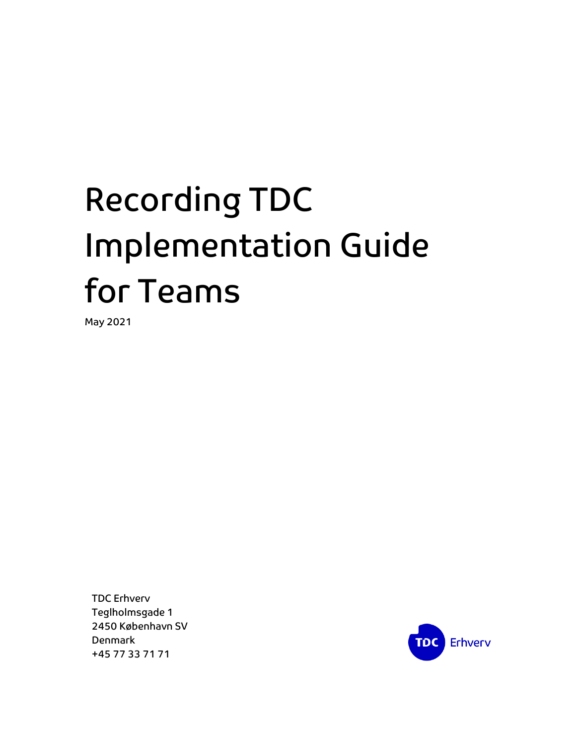# Recording TDC Implementation Guide for Teams

May 2021

TDC Erhverv
Teglholmsgade 1
2450 København SV
Denmark
+45 77 33 71 71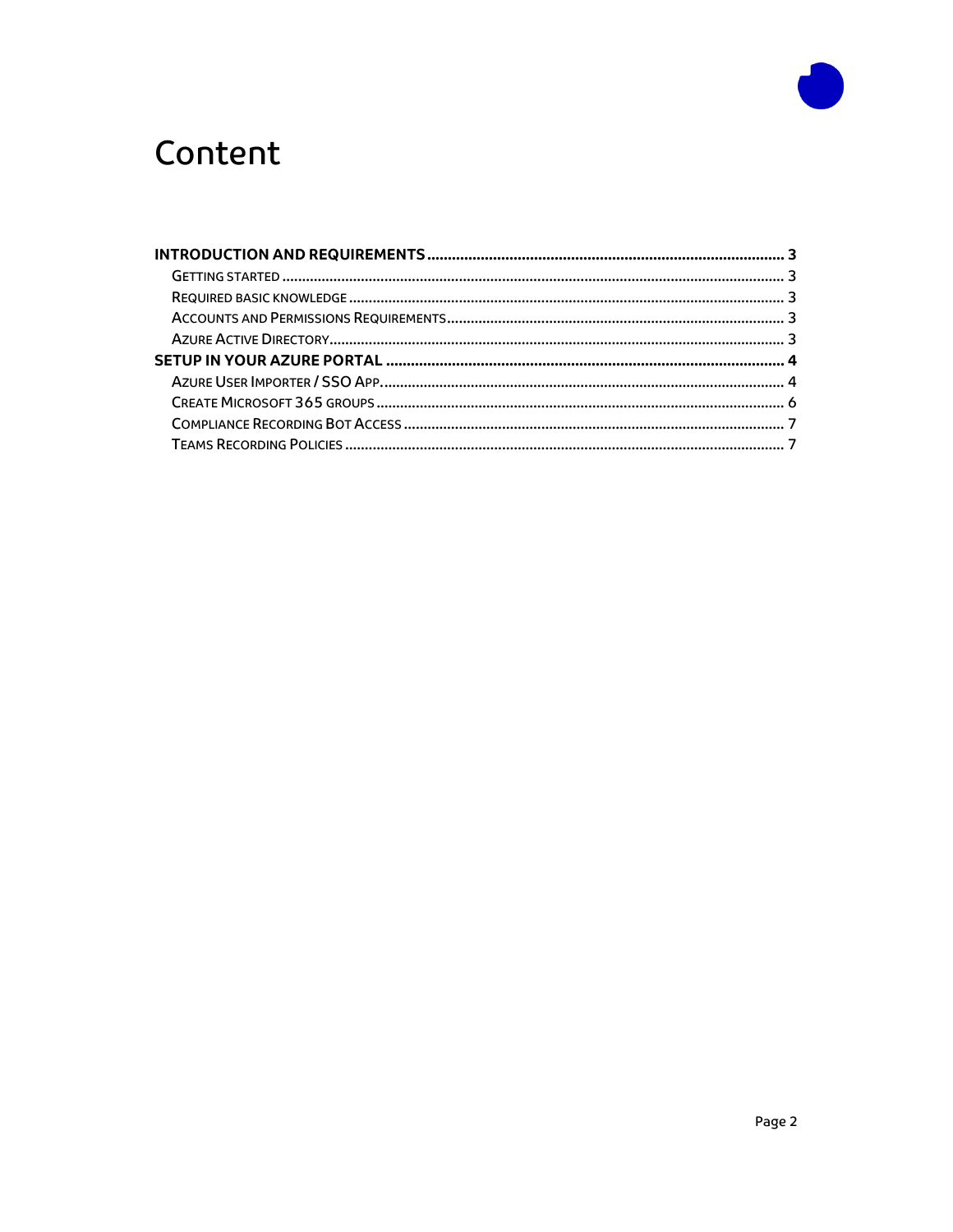# Content

**INTRODUCTION AND REQUIREMENTS** ........................................................ **3**
- GETTING STARTED ........................................................ 3
- REQUIRED BASIC KNOWLEDGE ........................................................ 3
- ACCOUNTS AND PERMISSIONS REQUIREMENTS ........................................................ 3
- AZURE ACTIVE DIRECTORY ........................................................ 3

**SETUP IN YOUR AZURE PORTAL** ........................................................ **4**
- AZURE USER IMPORTER / SSO APP. ........................................................ 4
- CREATE MICROSOFT 365 GROUPS ........................................................ 6
- COMPLIANCE RECORDING BOT ACCESS ........................................................ 7
- TEAMS RECORDING POLICIES ........................................................ 7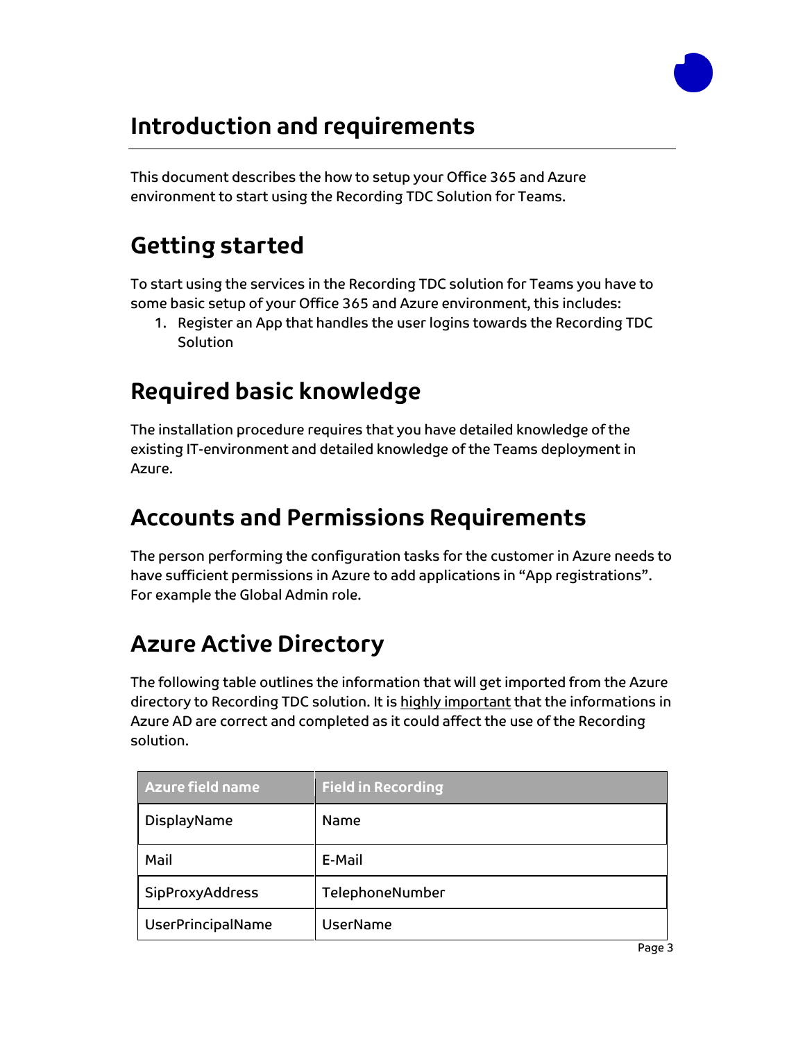# Introduction and requirements

This document describes the how to setup your Office 365 and Azure environment to start using the Recording TDC Solution for Teams.

## Getting started

To start using the services in the Recording TDC solution for Teams you have to some basic setup of your Office 365 and Azure environment, this includes:

1. Register an App that handles the user logins towards the Recording TDC Solution

## Required basic knowledge

The installation procedure requires that you have detailed knowledge of the existing IT-environment and detailed knowledge of the Teams deployment in Azure.

## Accounts and Permissions Requirements

The person performing the configuration tasks for the customer in Azure needs to have sufficient permissions in Azure to add applications in "App registrations". For example the Global Admin role.

## Azure Active Directory

The following table outlines the information that will get imported from the Azure directory to Recording TDC solution. It is highly important that the informations in Azure AD are correct and completed as it could affect the use of the Recording solution.

| Azure field name | Field in Recording |
|---|---|
| DisplayName | Name |
| Mail | E-Mail |
| SipProxyAddress | TelephoneNumber |
| UserPrincipalName | UserName |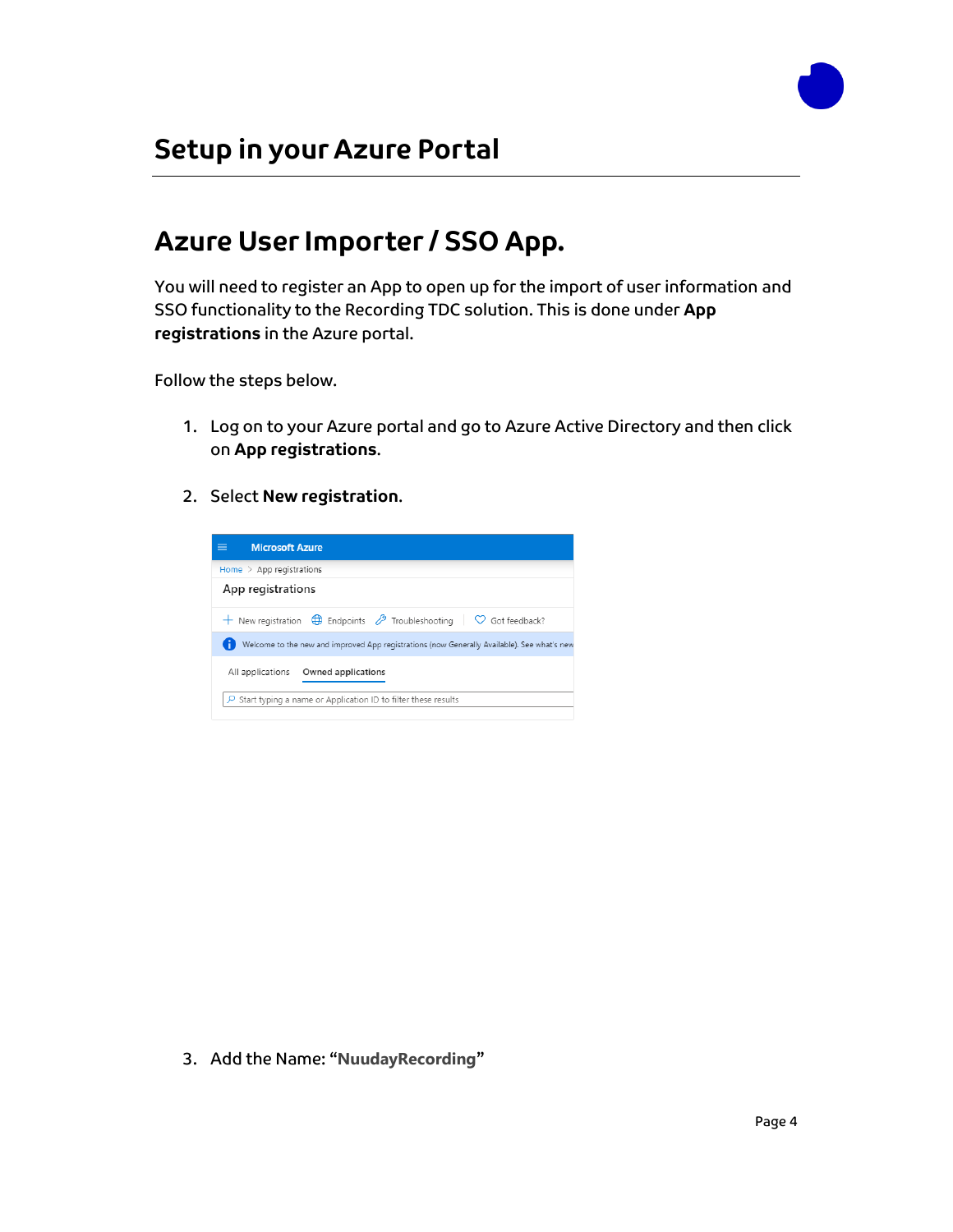# Setup in your Azure Portal

## Azure User Importer / SSO App.

You will need to register an App to open up for the import of user information and SSO functionality to the Recording TDC solution. This is done under **App registrations** in the Azure portal.

Follow the steps below.

1. Log on to your Azure portal and go to Azure Active Directory and then click on **App registrations**.

2. Select **New registration**.

3. Add the Name: "**NuudayRecording**"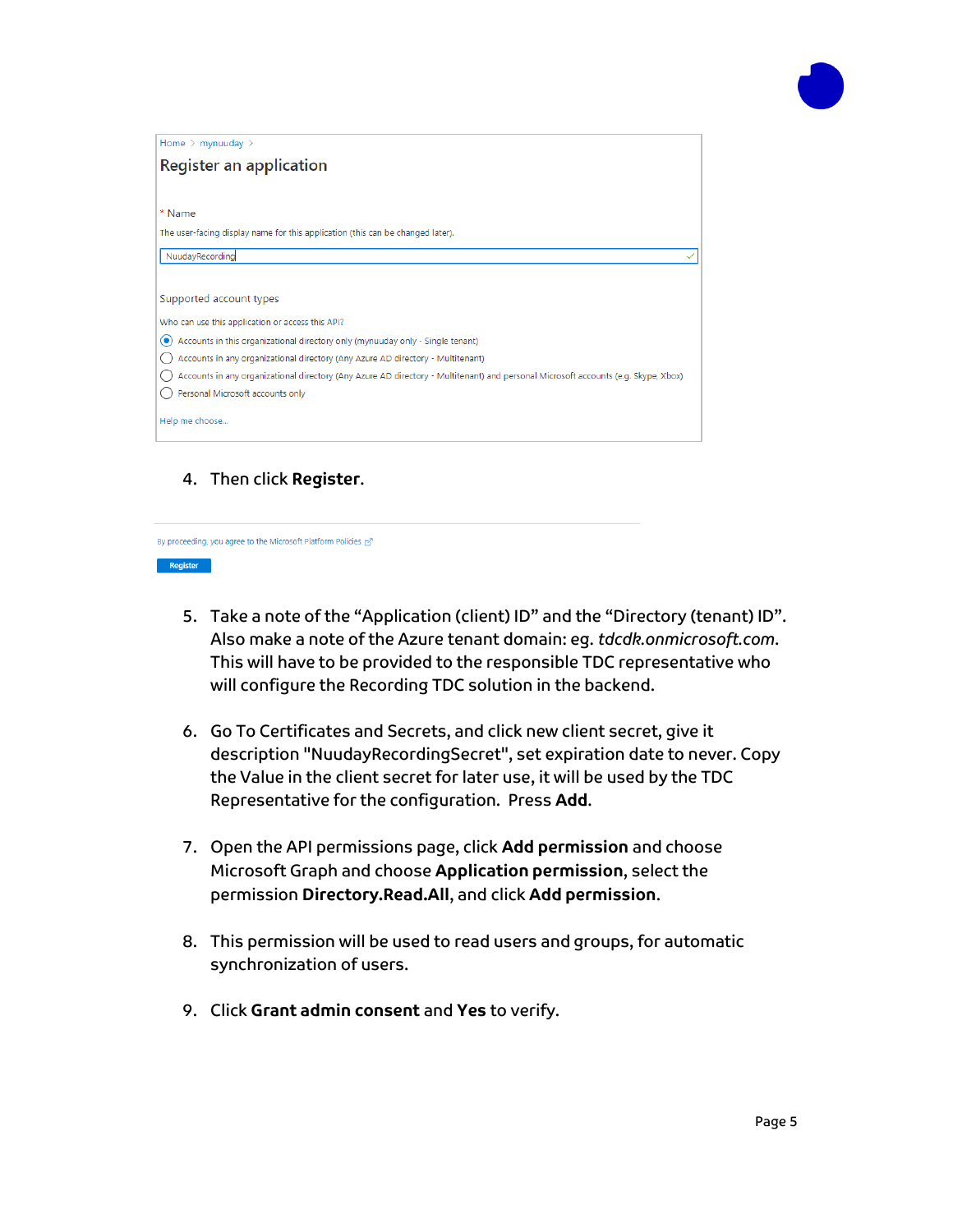Home > mynuuday >

Register an application

* Name

The user-facing display name for this application (this can be changed later).

NuudayRecording

Supported account types

Who can use this application or access this API?

- (selected) Accounts in this organizational directory only (mynuuday only - Single tenant)
- Accounts in any organizational directory (Any Azure AD directory - Multitenant)
- Accounts in any organizational directory (Any Azure AD directory - Multitenant) and personal Microsoft accounts (e.g. Skype, Xbox)
- Personal Microsoft accounts only

Help me choose...

4. Then click **Register**.

By proceeding, you agree to the Microsoft Platform Policies

Register

5. Take a note of the "Application (client) ID" and the "Directory (tenant) ID". Also make a note of the Azure tenant domain: eg. *tdcdk.onmicrosoft.com*. This will have to be provided to the responsible TDC representative who will configure the Recording TDC solution in the backend.

6. Go To Certificates and Secrets, and click new client secret, give it description "NuudayRecordingSecret", set expiration date to never. Copy the Value in the client secret for later use, it will be used by the TDC Representative for the configuration. Press **Add**.

7. Open the API permissions page, click **Add permission** and choose Microsoft Graph and choose **Application permission**, select the permission **Directory.Read.All**, and click **Add permission**.

8. This permission will be used to read users and groups, for automatic synchronization of users.

9. Click **Grant admin consent** and **Yes** to verify.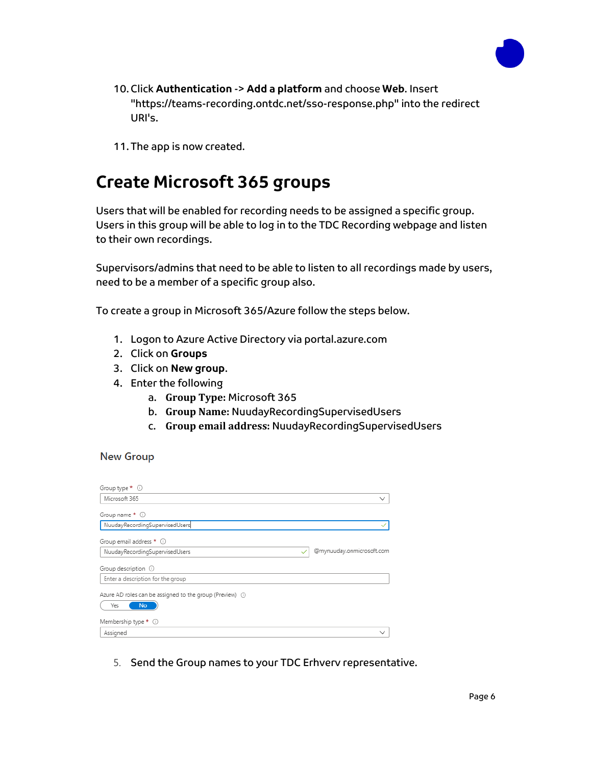10. Click **Authentication** -> **Add a platform** and choose **Web**. Insert "https://teams-recording.ontdc.net/sso-response.php" into the redirect URI's.

11. The app is now created.

# Create Microsoft 365 groups

Users that will be enabled for recording needs to be assigned a specific group. Users in this group will be able to log in to the TDC Recording webpage and listen to their own recordings.

Supervisors/admins that need to be able to listen to all recordings made by users, need to be a member of a specific group also.

To create a group in Microsoft 365/Azure follow the steps below.

1. Logon to Azure Active Directory via portal.azure.com
2. Click on **Groups**
3. Click on **New group**.
4. Enter the following
   a. **Group Type:** Microsoft 365
   b. **Group Name:** NuudayRecordingSupervisedUsers
   c. **Group email address:** NuudayRecordingSupervisedUsers

New Group

Group type * : Microsoft 365

Group name * : NuudayRecordingSupervisedUsers

Group email address * : NuudayRecordingSupervisedUsers @mynuuday.onmicrosoft.com

Group description : Enter a description for the group

Azure AD roles can be assigned to the group (Preview) : Yes / No

Membership type * : Assigned

5. Send the Group names to your TDC Erhverv representative.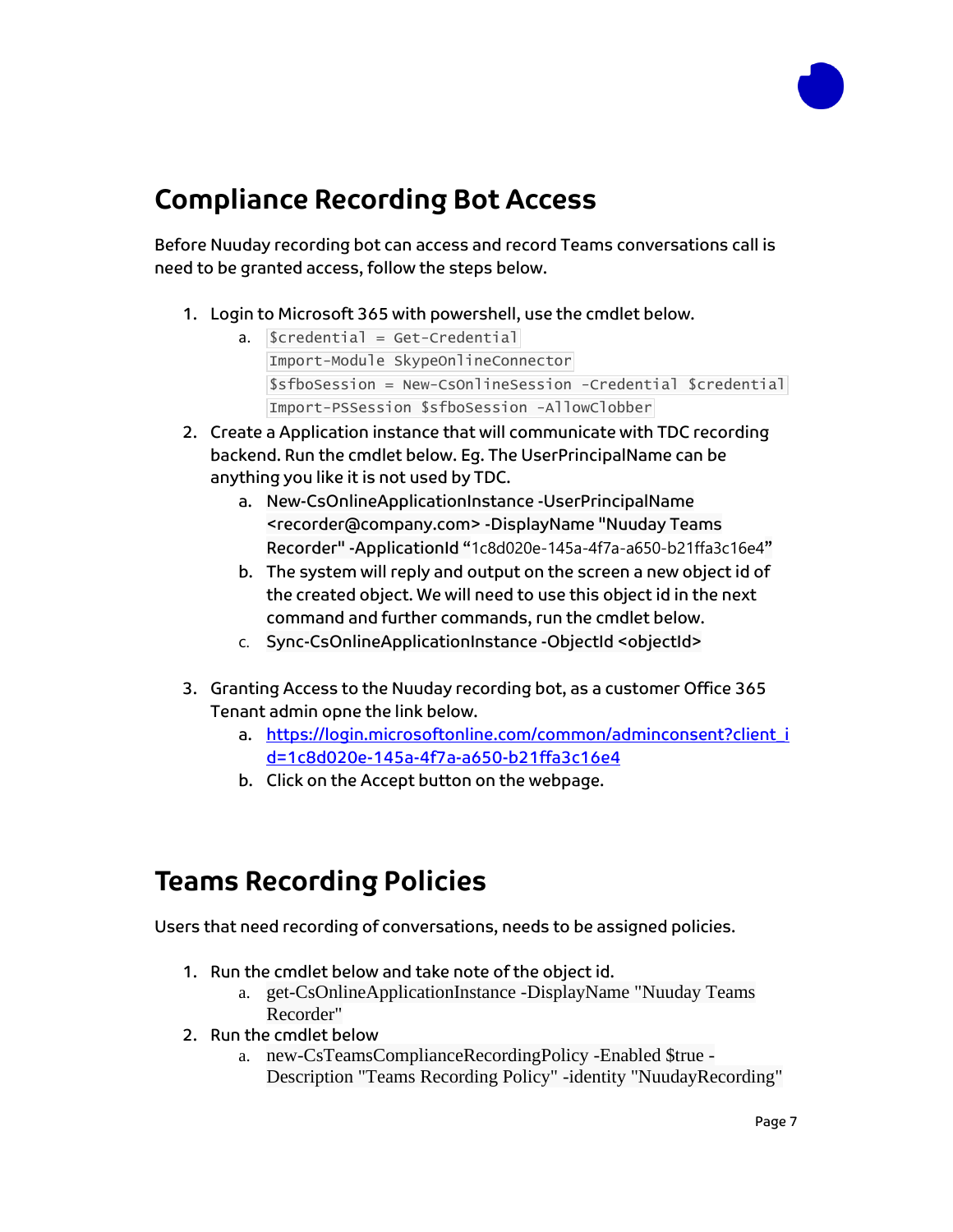## Compliance Recording Bot Access

Before Nuuday recording bot can access and record Teams conversations call is need to be granted access, follow the steps below.

1. Login to Microsoft 365 with powershell, use the cmdlet below.
    a. `$credential = Get-Credential`
    `Import-Module SkypeOnlineConnector`
    `$sfboSession = New-CsOnlineSession -Credential $credential`
    `Import-PSSession $sfboSession -AllowClobber`
2. Create a Application instance that will communicate with TDC recording backend. Run the cmdlet below. Eg. The UserPrincipalName can be anything you like it is not used by TDC.
    a. New-CsOnlineApplicationInstance -UserPrincipalName <recorder@company.com> -DisplayName "Nuuday Teams Recorder" -ApplicationId "1c8d020e-145a-4f7a-a650-b21ffa3c16e4"
    b. The system will reply and output on the screen a new object id of the created object. We will need to use this object id in the next command and further commands, run the cmdlet below.
    c. Sync-CsOnlineApplicationInstance -ObjectId <objectId>
3. Granting Access to the Nuuday recording bot, as a customer Office 365 Tenant admin opne the link below.
    a. https://login.microsoftonline.com/common/adminconsent?client_id=1c8d020e-145a-4f7a-a650-b21ffa3c16e4
    b. Click on the Accept button on the webpage.

## Teams Recording Policies

Users that need recording of conversations, needs to be assigned policies.

1. Run the cmdlet below and take note of the object id.
    a. get-CsOnlineApplicationInstance -DisplayName "Nuuday Teams Recorder"
2. Run the cmdlet below
    a. new-CsTeamsComplianceRecordingPolicy -Enabled $true -Description "Teams Recording Policy" -identity "NuudayRecording"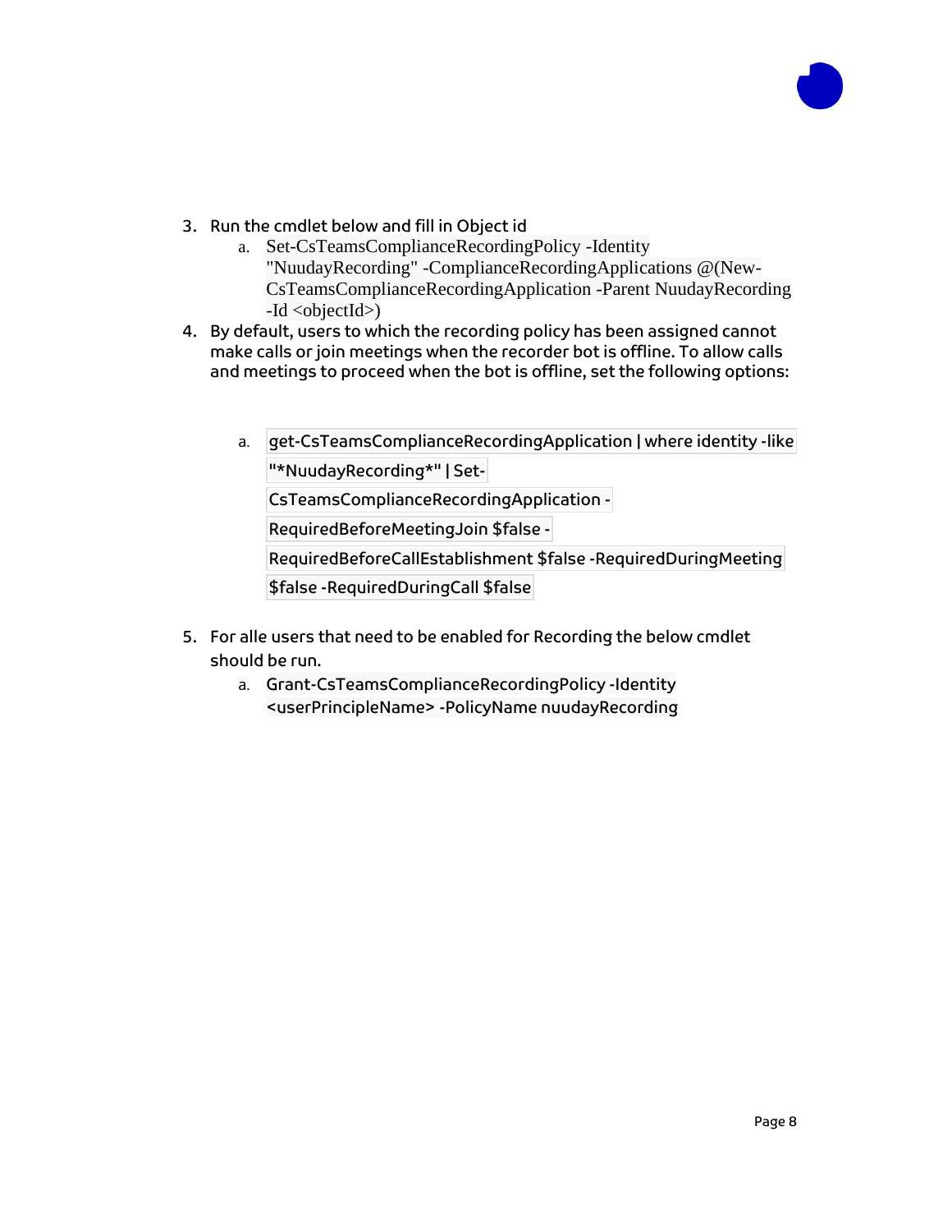3. Run the cmdlet below and fill in Object id
    a. `Set-CsTeamsComplianceRecordingPolicy -Identity "NuudayRecording" -ComplianceRecordingApplications @(New-CsTeamsComplianceRecordingApplication -Parent NuudayRecording -Id <objectId>)`
4. By default, users to which the recording policy has been assigned cannot make calls or join meetings when the recorder bot is offline. To allow calls and meetings to proceed when the bot is offline, set the following options:
    a. `get-CsTeamsComplianceRecordingApplication | where identity -like "*NuudayRecording*" | Set-CsTeamsComplianceRecordingApplication -RequiredBeforeMeetingJoin $false -RequiredBeforeCallEstablishment $false -RequiredDuringMeeting $false -RequiredDuringCall $false`
5. For alle users that need to be enabled for Recording the below cmdlet should be run.
    a. `Grant-CsTeamsComplianceRecordingPolicy -Identity <userPrincipleName> -PolicyName nuudayRecording`